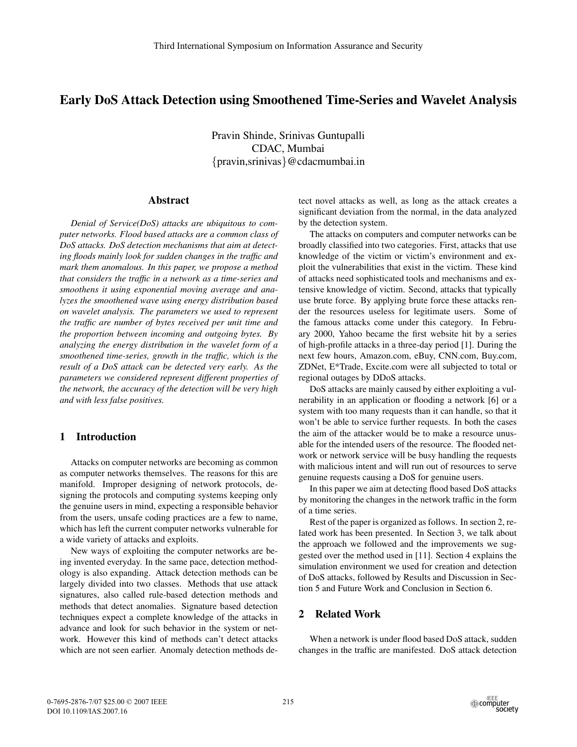# Early DoS Attack Detection using Smoothened Time-Series and Wavelet Analysis

Pravin Shinde, Srinivas Guntupalli
CDAC, Mumbai
{pravin,srinivas}@cdacmumbai.in

## Abstract

*Denial of Service(DoS) attacks are ubiquitous to computer networks. Flood based attacks are a common class of DoS attacks. DoS detection mechanisms that aim at detecting floods mainly look for sudden changes in the traffic and mark them anomalous. In this paper, we propose a method that considers the traffic in a network as a time-series and smoothens it using exponential moving average and analyzes the smoothened wave using energy distribution based on wavelet analysis. The parameters we used to represent the traffic are number of bytes received per unit time and the proportion between incoming and outgoing bytes. By analyzing the energy distribution in the wavelet form of a smoothened time-series, growth in the traffic, which is the result of a DoS attack can be detected very early. As the parameters we considered represent different properties of the network, the accuracy of the detection will be very high and with less false positives.*

## 1 Introduction

Attacks on computer networks are becoming as common as computer networks themselves. The reasons for this are manifold. Improper designing of network protocols, designing the protocols and computing systems keeping only the genuine users in mind, expecting a responsible behavior from the users, unsafe coding practices are a few to name, which has left the current computer networks vulnerable for a wide variety of attacks and exploits.

New ways of exploiting the computer networks are being invented everyday. In the same pace, detection methodology is also expanding. Attack detection methods can be largely divided into two classes. Methods that use attack signatures, also called rule-based detection methods and methods that detect anomalies. Signature based detection techniques expect a complete knowledge of the attacks in advance and look for such behavior in the system or network. However this kind of methods can't detect attacks which are not seen earlier. Anomaly detection methods detect novel attacks as well, as long as the attack creates a significant deviation from the normal, in the data analyzed by the detection system.

The attacks on computers and computer networks can be broadly classified into two categories. First, attacks that use knowledge of the victim or victim's environment and exploit the vulnerabilities that exist in the victim. These kind of attacks need sophisticated tools and mechanisms and extensive knowledge of victim. Second, attacks that typically use brute force. By applying brute force these attacks render the resources useless for legitimate users. Some of the famous attacks come under this category. In February 2000, Yahoo became the first website hit by a series of high-profile attacks in a three-day period [1]. During the next few hours, Amazon.com, eBuy, CNN.com, Buy.com, ZDNet, E*Trade, Excite.com were all subjected to total or regional outages by DDoS attacks.

DoS attacks are mainly caused by either exploiting a vulnerability in an application or flooding a network [6] or a system with too many requests than it can handle, so that it won't be able to service further requests. In both the cases the aim of the attacker would be to make a resource unusable for the intended users of the resource. The flooded network or network service will be busy handling the requests with malicious intent and will run out of resources to serve genuine requests causing a DoS for genuine users.

In this paper we aim at detecting flood based DoS attacks by monitoring the changes in the network traffic in the form of a time series.

Rest of the paper is organized as follows. In section 2, related work has been presented. In Section 3, we talk about the approach we followed and the improvements we suggested over the method used in [11]. Section 4 explains the simulation environment we used for creation and detection of DoS attacks, followed by Results and Discussion in Section 5 and Future Work and Conclusion in Section 6.

## 2 Related Work

When a network is under flood based DoS attack, sudden changes in the traffic are manifested. DoS attack detection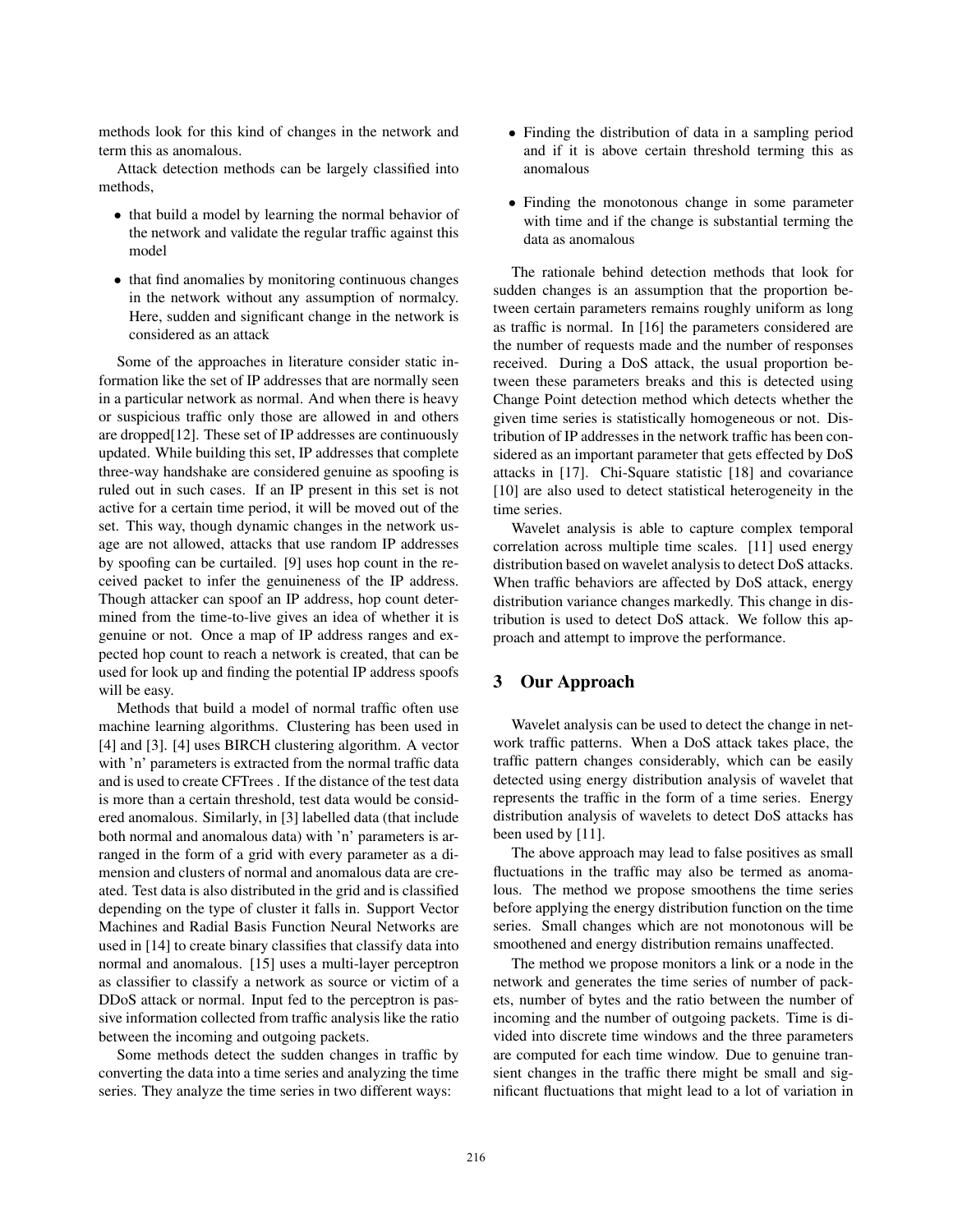methods look for this kind of changes in the network and term this as anomalous.

Attack detection methods can be largely classified into methods,

- that build a model by learning the normal behavior of the network and validate the regular traffic against this model
- that find anomalies by monitoring continuous changes in the network without any assumption of normalcy. Here, sudden and significant change in the network is considered as an attack

Some of the approaches in literature consider static information like the set of IP addresses that are normally seen in a particular network as normal. And when there is heavy or suspicious traffic only those are allowed in and others are dropped[12]. These set of IP addresses are continuously updated. While building this set, IP addresses that complete three-way handshake are considered genuine as spoofing is ruled out in such cases. If an IP present in this set is not active for a certain time period, it will be moved out of the set. This way, though dynamic changes in the network usage are not allowed, attacks that use random IP addresses by spoofing can be curtailed. [9] uses hop count in the received packet to infer the genuineness of the IP address. Though attacker can spoof an IP address, hop count determined from the time-to-live gives an idea of whether it is genuine or not. Once a map of IP address ranges and expected hop count to reach a network is created, that can be used for look up and finding the potential IP address spoofs will be easy.

Methods that build a model of normal traffic often use machine learning algorithms. Clustering has been used in [4] and [3]. [4] uses BIRCH clustering algorithm. A vector with 'n' parameters is extracted from the normal traffic data and is used to create CFTrees . If the distance of the test data is more than a certain threshold, test data would be considered anomalous. Similarly, in [3] labelled data (that include both normal and anomalous data) with 'n' parameters is arranged in the form of a grid with every parameter as a dimension and clusters of normal and anomalous data are created. Test data is also distributed in the grid and is classified depending on the type of cluster it falls in. Support Vector Machines and Radial Basis Function Neural Networks are used in [14] to create binary classifies that classify data into normal and anomalous. [15] uses a multi-layer perceptron as classifier to classify a network as source or victim of a DDoS attack or normal. Input fed to the perceptron is passive information collected from traffic analysis like the ratio between the incoming and outgoing packets.

Some methods detect the sudden changes in traffic by converting the data into a time series and analyzing the time series. They analyze the time series in two different ways:

- Finding the distribution of data in a sampling period and if it is above certain threshold terming this as anomalous
- Finding the monotonous change in some parameter with time and if the change is substantial terming the data as anomalous

The rationale behind detection methods that look for sudden changes is an assumption that the proportion between certain parameters remains roughly uniform as long as traffic is normal. In [16] the parameters considered are the number of requests made and the number of responses received. During a DoS attack, the usual proportion between these parameters breaks and this is detected using Change Point detection method which detects whether the given time series is statistically homogeneous or not. Distribution of IP addresses in the network traffic has been considered as an important parameter that gets effected by DoS attacks in [17]. Chi-Square statistic [18] and covariance [10] are also used to detect statistical heterogeneity in the time series.

Wavelet analysis is able to capture complex temporal correlation across multiple time scales. [11] used energy distribution based on wavelet analysis to detect DoS attacks. When traffic behaviors are affected by DoS attack, energy distribution variance changes markedly. This change in distribution is used to detect DoS attack. We follow this approach and attempt to improve the performance.

## 3 Our Approach

Wavelet analysis can be used to detect the change in network traffic patterns. When a DoS attack takes place, the traffic pattern changes considerably, which can be easily detected using energy distribution analysis of wavelet that represents the traffic in the form of a time series. Energy distribution analysis of wavelets to detect DoS attacks has been used by [11].

The above approach may lead to false positives as small fluctuations in the traffic may also be termed as anomalous. The method we propose smoothens the time series before applying the energy distribution function on the time series. Small changes which are not monotonous will be smoothened and energy distribution remains unaffected.

The method we propose monitors a link or a node in the network and generates the time series of number of packets, number of bytes and the ratio between the number of incoming and the number of outgoing packets. Time is divided into discrete time windows and the three parameters are computed for each time window. Due to genuine transient changes in the traffic there might be small and significant fluctuations that might lead to a lot of variation in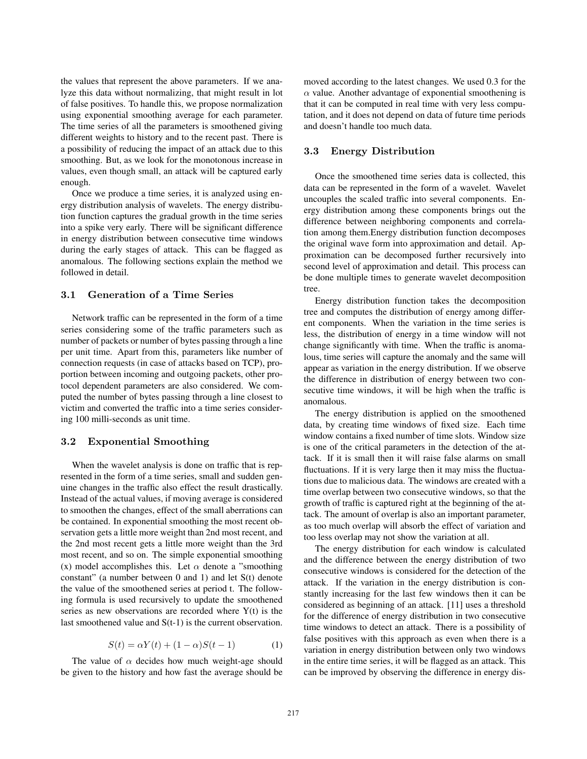the values that represent the above parameters. If we analyze this data without normalizing, that might result in lot of false positives. To handle this, we propose normalization using exponential smoothing average for each parameter. The time series of all the parameters is smoothened giving different weights to history and to the recent past. There is a possibility of reducing the impact of an attack due to this smoothing. But, as we look for the monotonous increase in values, even though small, an attack will be captured early enough.

Once we produce a time series, it is analyzed using energy distribution analysis of wavelets. The energy distribution function captures the gradual growth in the time series into a spike very early. There will be significant difference in energy distribution between consecutive time windows during the early stages of attack. This can be flagged as anomalous. The following sections explain the method we followed in detail.

### 3.1 Generation of a Time Series

Network traffic can be represented in the form of a time series considering some of the traffic parameters such as number of packets or number of bytes passing through a line per unit time. Apart from this, parameters like number of connection requests (in case of attacks based on TCP), proportion between incoming and outgoing packets, other protocol dependent parameters are also considered. We computed the number of bytes passing through a line closest to victim and converted the traffic into a time series considering 100 milli-seconds as unit time.

### 3.2 Exponential Smoothing

When the wavelet analysis is done on traffic that is represented in the form of a time series, small and sudden genuine changes in the traffic also effect the result drastically. Instead of the actual values, if moving average is considered to smoothen the changes, effect of the small aberrations can be contained. In exponential smoothing the most recent observation gets a little more weight than 2nd most recent, and the 2nd most recent gets a little more weight than the 3rd most recent, and so on. The simple exponential smoothing (x) model accomplishes this. Let $\alpha$ denote a "smoothing constant" (a number between 0 and 1) and let S(t) denote the value of the smoothened series at period t. The following formula is used recursively to update the smoothened series as new observations are recorded where Y(t) is the last smoothened value and S(t-1) is the current observation.

$$S(t) = \alpha Y(t) + (1 - \alpha) S(t - 1) \tag{1}$$

The value of $\alpha$ decides how much weight-age should be given to the history and how fast the average should be moved according to the latest changes. We used 0.3 for the $\alpha$ value. Another advantage of exponential smoothening is that it can be computed in real time with very less computation, and it does not depend on data of future time periods and doesn't handle too much data.

### 3.3 Energy Distribution

Once the smoothened time series data is collected, this data can be represented in the form of a wavelet. Wavelet uncouples the scaled traffic into several components. Energy distribution among these components brings out the difference between neighboring components and correlation among them.Energy distribution function decomposes the original wave form into approximation and detail. Approximation can be decomposed further recursively into second level of approximation and detail. This process can be done multiple times to generate wavelet decomposition tree.

Energy distribution function takes the decomposition tree and computes the distribution of energy among different components. When the variation in the time series is less, the distribution of energy in a time window will not change significantly with time. When the traffic is anomalous, time series will capture the anomaly and the same will appear as variation in the energy distribution. If we observe the difference in distribution of energy between two consecutive time windows, it will be high when the traffic is anomalous.

The energy distribution is applied on the smoothened data, by creating time windows of fixed size. Each time window contains a fixed number of time slots. Window size is one of the critical parameters in the detection of the attack. If it is small then it will raise false alarms on small fluctuations. If it is very large then it may miss the fluctuations due to malicious data. The windows are created with a time overlap between two consecutive windows, so that the growth of traffic is captured right at the beginning of the attack. The amount of overlap is also an important parameter, as too much overlap will absorb the effect of variation and too less overlap may not show the variation at all.

The energy distribution for each window is calculated and the difference between the energy distribution of two consecutive windows is considered for the detection of the attack. If the variation in the energy distribution is constantly increasing for the last few windows then it can be considered as beginning of an attack. [11] uses a threshold for the difference of energy distribution in two consecutive time windows to detect an attack. There is a possibility of false positives with this approach as even when there is a variation in energy distribution between only two windows in the entire time series, it will be flagged as an attack. This can be improved by observing the difference in energy dis-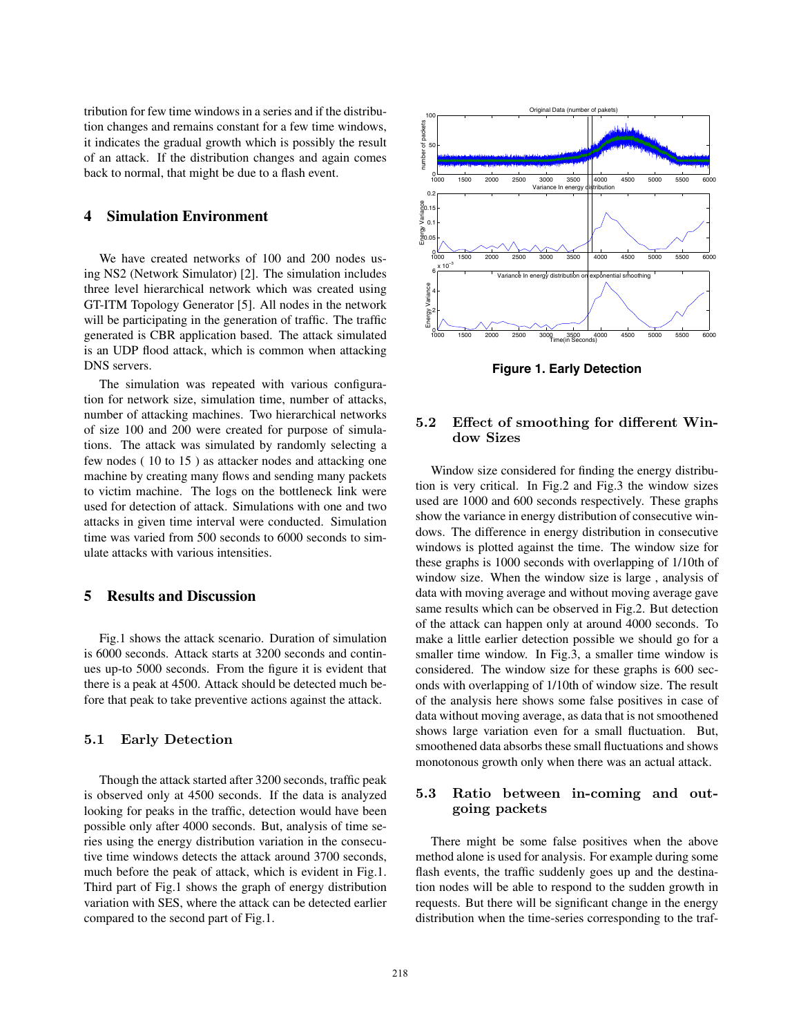tribution for few time windows in a series and if the distribution changes and remains constant for a few time windows, it indicates the gradual growth which is possibly the result of an attack. If the distribution changes and again comes back to normal, that might be due to a flash event.

## 4 Simulation Environment

We have created networks of 100 and 200 nodes using NS2 (Network Simulator) [2]. The simulation includes three level hierarchical network which was created using GT-ITM Topology Generator [5]. All nodes in the network will be participating in the generation of traffic. The traffic generated is CBR application based. The attack simulated is an UDP flood attack, which is common when attacking DNS servers.

The simulation was repeated with various configuration for network size, simulation time, number of attacks, number of attacking machines. Two hierarchical networks of size 100 and 200 were created for purpose of simulations. The attack was simulated by randomly selecting a few nodes ( 10 to 15 ) as attacker nodes and attacking one machine by creating many flows and sending many packets to victim machine. The logs on the bottleneck link were used for detection of attack. Simulations with one and two attacks in given time interval were conducted. Simulation time was varied from 500 seconds to 6000 seconds to simulate attacks with various intensities.

## 5 Results and Discussion

Fig.1 shows the attack scenario. Duration of simulation is 6000 seconds. Attack starts at 3200 seconds and continues up-to 5000 seconds. From the figure it is evident that there is a peak at 4500. Attack should be detected much before that peak to take preventive actions against the attack.

### 5.1 Early Detection

Though the attack started after 3200 seconds, traffic peak is observed only at 4500 seconds. If the data is analyzed looking for peaks in the traffic, detection would have been possible only after 4000 seconds. But, analysis of time series using the energy distribution variation in the consecutive time windows detects the attack around 3700 seconds, much before the peak of attack, which is evident in Fig.1. Third part of Fig.1 shows the graph of energy distribution variation with SES, where the attack can be detected earlier compared to the second part of Fig.1.

Original Data (number of pakets)
number of packets
Variance In energy distribution
Energy Variance
x $10^{-3}$
Variance In energy distribution on exponential smoothing
Energy Variance
Time(in Seconds)

**Figure 1. Early Detection**

### 5.2 Effect of smoothing for different Window Sizes

Window size considered for finding the energy distribution is very critical. In Fig.2 and Fig.3 the window sizes used are 1000 and 600 seconds respectively. These graphs show the variance in energy distribution of consecutive windows. The difference in energy distribution in consecutive windows is plotted against the time. The window size for these graphs is 1000 seconds with overlapping of 1/10th of window size. When the window size is large , analysis of data with moving average and without moving average gave same results which can be observed in Fig.2. But detection of the attack can happen only at around 4000 seconds. To make a little earlier detection possible we should go for a smaller time window. In Fig.3, a smaller time window is considered. The window size for these graphs is 600 seconds with overlapping of 1/10th of window size. The result of the analysis here shows some false positives in case of data without moving average, as data that is not smoothened shows large variation even for a small fluctuation. But, smoothened data absorbs these small fluctuations and shows monotonous growth only when there was an actual attack.

### 5.3 Ratio between in-coming and out-going packets

There might be some false positives when the above method alone is used for analysis. For example during some flash events, the traffic suddenly goes up and the destination nodes will be able to respond to the sudden growth in requests. But there will be significant change in the energy distribution when the time-series corresponding to the traf-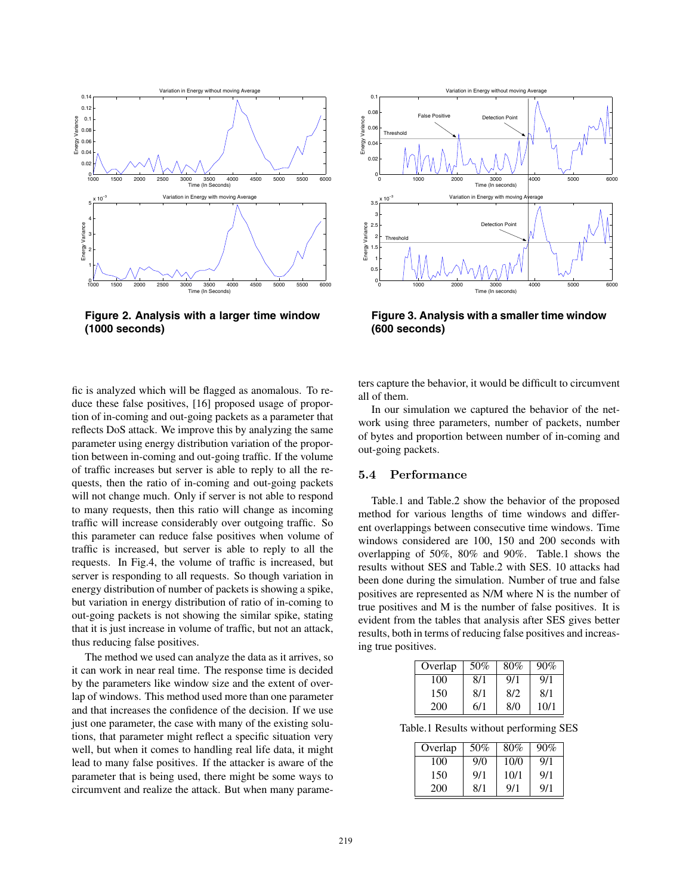Variation in Energy without moving Average

Energy Variance

Time (In Seconds)

Variation in Energy with moving Average

Energy Variance

Time (In Seconds)

**Figure 2. Analysis with a larger time window (1000 seconds)**

Variation in Energy without moving Average

False Positive

Detection Point

Threshold

Energy Variance

Time (In seconds)

Variation in Energy with moving Average

Detection Point

Threshold

Energy Variance

Time (In seconds)

**Figure 3. Analysis with a smaller time window (600 seconds)**

fic is analyzed which will be flagged as anomalous. To reduce these false positives, [16] proposed usage of proportion of in-coming and out-going packets as a parameter that reflects DoS attack. We improve this by analyzing the same parameter using energy distribution variation of the proportion between in-coming and out-going traffic. If the volume of traffic increases but server is able to reply to all the requests, then the ratio of in-coming and out-going packets will not change much. Only if server is not able to respond to many requests, then this ratio will change as incoming traffic will increase considerably over outgoing traffic. So this parameter can reduce false positives when volume of traffic is increased, but server is able to reply to all the requests. In Fig.4, the volume of traffic is increased, but server is responding to all requests. So though variation in energy distribution of number of packets is showing a spike, but variation in energy distribution of ratio of in-coming to out-going packets is not showing the similar spike, stating that it is just increase in volume of traffic, but not an attack, thus reducing false positives.

The method we used can analyze the data as it arrives, so it can work in near real time. The response time is decided by the parameters like window size and the extent of overlap of windows. This method used more than one parameter and that increases the confidence of the decision. If we use just one parameter, the case with many of the existing solutions, that parameter might reflect a specific situation very well, but when it comes to handling real life data, it might lead to many false positives. If the attacker is aware of the parameter that is being used, there might be some ways to circumvent and realize the attack. But when many parameters capture the behavior, it would be difficult to circumvent all of them.

In our simulation we captured the behavior of the network using three parameters, number of packets, number of bytes and proportion between number of in-coming and out-going packets.

## 5.4 Performance

Table.1 and Table.2 show the behavior of the proposed method for various lengths of time windows and different overlappings between consecutive time windows. Time windows considered are 100, 150 and 200 seconds with overlapping of 50%, 80% and 90%. Table.1 shows the results without SES and Table.2 with SES. 10 attacks had been done during the simulation. Number of true and false positives are represented as N/M where N is the number of true positives and M is the number of false positives. It is evident from the tables that analysis after SES gives better results, both in terms of reducing false positives and increasing true positives.

| Overlap | 50% | 80% | 90% |
|---|---|---|---|
| 100 | 8/1 | 9/1 | 9/1 |
| 150 | 8/1 | 8/2 | 8/1 |
| 200 | 6/1 | 8/0 | 10/1 |

Table.1 Results without performing SES

| Overlap | 50% | 80% | 90% |
|---|---|---|---|
| 100 | 9/0 | 10/0 | 9/1 |
| 150 | 9/1 | 10/1 | 9/1 |
| 200 | 8/1 | 9/1 | 9/1 |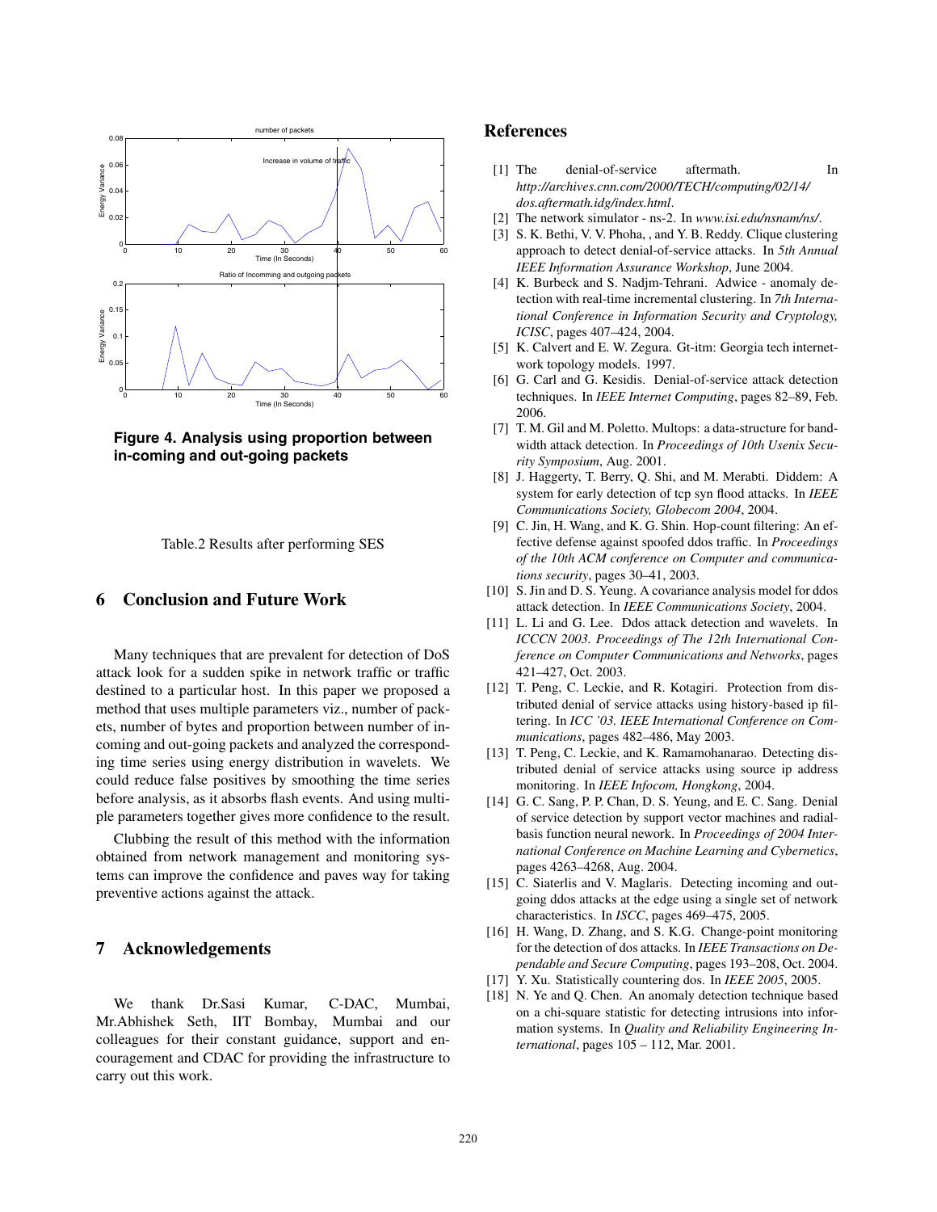number of packets

Increase in volume of traffic

Energy Variance

0.08
0.06
0.04
0.02
0

0 10 20 30 40 50 60

Time (In Seconds)

Ratio of Incomming and outgoing packets

Energy Variance

0.2
0.15
0.1
0.05
0

0 10 20 30 40 50 60

Time (In Seconds)

**Figure 4. Analysis using proportion between in-coming and out-going packets**

Table.2 Results after performing SES

## 6 Conclusion and Future Work

Many techniques that are prevalent for detection of DoS attack look for a sudden spike in network traffic or traffic destined to a particular host. In this paper we proposed a method that uses multiple parameters viz., number of packets, number of bytes and proportion between number of in-coming and out-going packets and analyzed the corresponding time series using energy distribution in wavelets. We could reduce false positives by smoothing the time series before analysis, as it absorbs flash events. And using multiple parameters together gives more confidence to the result.

Clubbing the result of this method with the information obtained from network management and monitoring systems can improve the confidence and paves way for taking preventive actions against the attack.

## 7 Acknowledgements

We thank Dr.Sasi Kumar, C-DAC, Mumbai, Mr.Abhishek Seth, IIT Bombay, Mumbai and our colleagues for their constant guidance, support and encouragement and CDAC for providing the infrastructure to carry out this work.

## References

[1] The denial-of-service aftermath. In *http://archives.cnn.com/2000/TECH/computing/02/14/dos.aftermath.idg/index.html*.

[2] The network simulator - ns-2. In *www.isi.edu/nsnam/ns/*.

[3] S. K. Bethi, V. V. Phoha, , and Y. B. Reddy. Clique clustering approach to detect denial-of-service attacks. In *5th Annual IEEE Information Assurance Workshop*, June 2004.

[4] K. Burbeck and S. Nadjm-Tehrani. Adwice - anomaly detection with real-time incremental clustering. In *7th International Conference in Information Security and Cryptology, ICISC*, pages 407–424, 2004.

[5] K. Calvert and E. W. Zegura. Gt-itm: Georgia tech internetwork topology models. 1997.

[6] G. Carl and G. Kesidis. Denial-of-service attack detection techniques. In *IEEE Internet Computing*, pages 82–89, Feb. 2006.

[7] T. M. Gil and M. Poletto. Multops: a data-structure for bandwidth attack detection. In *Proceedings of 10th Usenix Security Symposium*, Aug. 2001.

[8] J. Haggerty, T. Berry, Q. Shi, and M. Merabti. Diddem: A system for early detection of tcp syn flood attacks. In *IEEE Communications Society, Globecom 2004*, 2004.

[9] C. Jin, H. Wang, and K. G. Shin. Hop-count filtering: An effective defense against spoofed ddos traffic. In *Proceedings of the 10th ACM conference on Computer and communications security*, pages 30–41, 2003.

[10] S. Jin and D. S. Yeung. A covariance analysis model for ddos attack detection. In *IEEE Communications Society*, 2004.

[11] L. Li and G. Lee. Ddos attack detection and wavelets. In *ICCCN 2003. Proceedings of The 12th International Conference on Computer Communications and Networks*, pages 421–427, Oct. 2003.

[12] T. Peng, C. Leckie, and R. Kotagiri. Protection from distributed denial of service attacks using history-based ip filtering. In *ICC '03. IEEE International Conference on Communications*, pages 482–486, May 2003.

[13] T. Peng, C. Leckie, and K. Ramamohanarao. Detecting distributed denial of service attacks using source ip address monitoring. In *IEEE Infocom, Hongkong*, 2004.

[14] G. C. Sang, P. P. Chan, D. S. Yeung, and E. C. Sang. Denial of service detection by support vector machines and radial-basis function neural nework. In *Proceedings of 2004 International Conference on Machine Learning and Cybernetics*, pages 4263–4268, Aug. 2004.

[15] C. Siaterlis and V. Maglaris. Detecting incoming and outgoing ddos attacks at the edge using a single set of network characteristics. In *ISCC*, pages 469–475, 2005.

[16] H. Wang, D. Zhang, and S. K.G. Change-point monitoring for the detection of dos attacks. In *IEEE Transactions on Dependable and Secure Computing*, pages 193–208, Oct. 2004.

[17] Y. Xu. Statistically countering dos. In *IEEE 2005*, 2005.

[18] N. Ye and Q. Chen. An anomaly detection technique based on a chi-square statistic for detecting intrusions into information systems. In *Quality and Reliability Engineering International*, pages 105 – 112, Mar. 2001.